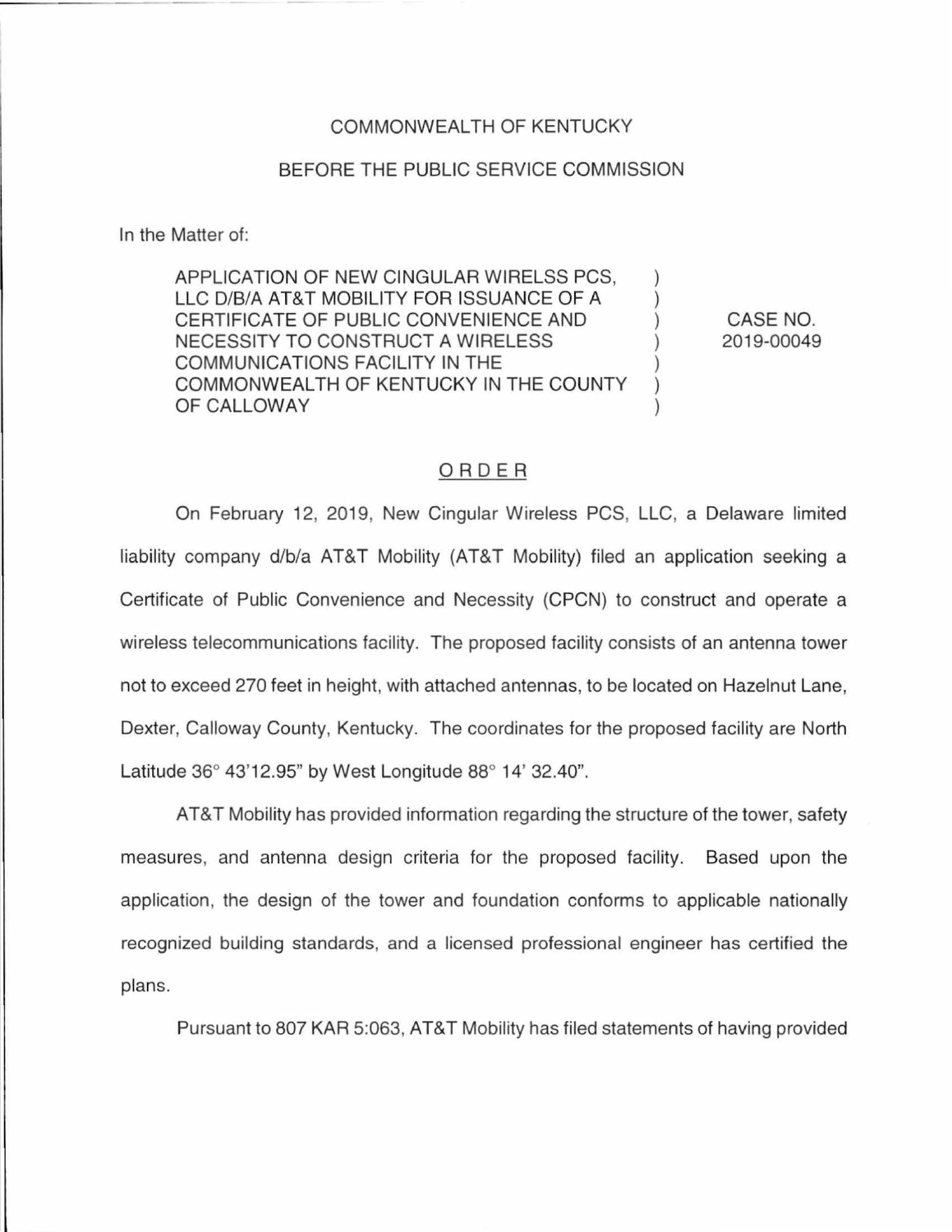COMMONWEALTH OF KENTUCKY

BEFORE THE PUBLIC SERVICE COMMISSION

In the Matter of:

| | | |
|---|---|---|
| APPLICATION OF NEW CINGULAR WIRELSS PCS, LLC D/B/A AT&T MOBILITY FOR ISSUANCE OF A CERTIFICATE OF PUBLIC CONVENIENCE AND NECESSITY TO CONSTRUCT A WIRELESS COMMUNICATIONS FACILITY IN THE COMMONWEALTH OF KENTUCKY IN THE COUNTY OF CALLOWAY | ) | CASE NO. 2019-00049 |

ORDER

On February 12, 2019, New Cingular Wireless PCS, LLC, a Delaware limited liability company d/b/a AT&T Mobility (AT&T Mobility) filed an application seeking a Certificate of Public Convenience and Necessity (CPCN) to construct and operate a wireless telecommunications facility. The proposed facility consists of an antenna tower not to exceed 270 feet in height, with attached antennas, to be located on Hazelnut Lane, Dexter, Calloway County, Kentucky. The coordinates for the proposed facility are North Latitude 36° 43'12.95" by West Longitude 88° 14' 32.40".

AT&T Mobility has provided information regarding the structure of the tower, safety measures, and antenna design criteria for the proposed facility. Based upon the application, the design of the tower and foundation conforms to applicable nationally recognized building standards, and a licensed professional engineer has certified the plans.

Pursuant to 807 KAR 5:063, AT&T Mobility has filed statements of having provided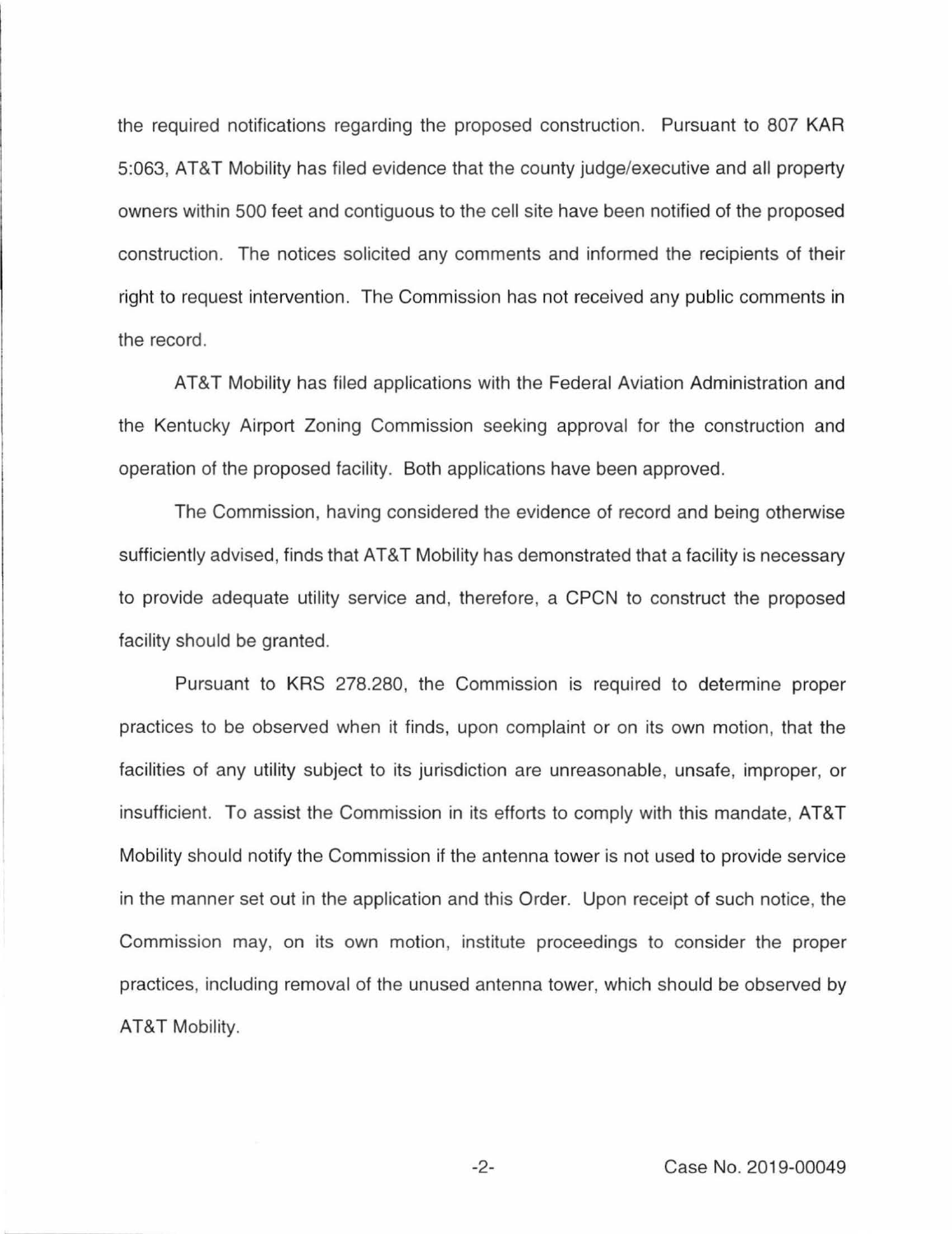the required notifications regarding the proposed construction. Pursuant to 807 KAR 5:063, AT&T Mobility has filed evidence that the county judge/executive and all property owners within 500 feet and contiguous to the cell site have been notified of the proposed construction. The notices solicited any comments and informed the recipients of their right to request intervention. The Commission has not received any public comments in the record.

AT&T Mobility has filed applications with the Federal Aviation Administration and the Kentucky Airport Zoning Commission seeking approval for the construction and operation of the proposed facility. Both applications have been approved.

The Commission, having considered the evidence of record and being otherwise sufficiently advised, finds that AT&T Mobility has demonstrated that a facility is necessary to provide adequate utility service and, therefore, a CPCN to construct the proposed facility should be granted.

Pursuant to KRS 278.280, the Commission is required to determine proper practices to be observed when it finds, upon complaint or on its own motion, that the facilities of any utility subject to its jurisdiction are unreasonable, unsafe, improper, or insufficient. To assist the Commission in its efforts to comply with this mandate, AT&T Mobility should notify the Commission if the antenna tower is not used to provide service in the manner set out in the application and this Order. Upon receipt of such notice, the Commission may, on its own motion, institute proceedings to consider the proper practices, including removal of the unused antenna tower, which should be observed by AT&T Mobility.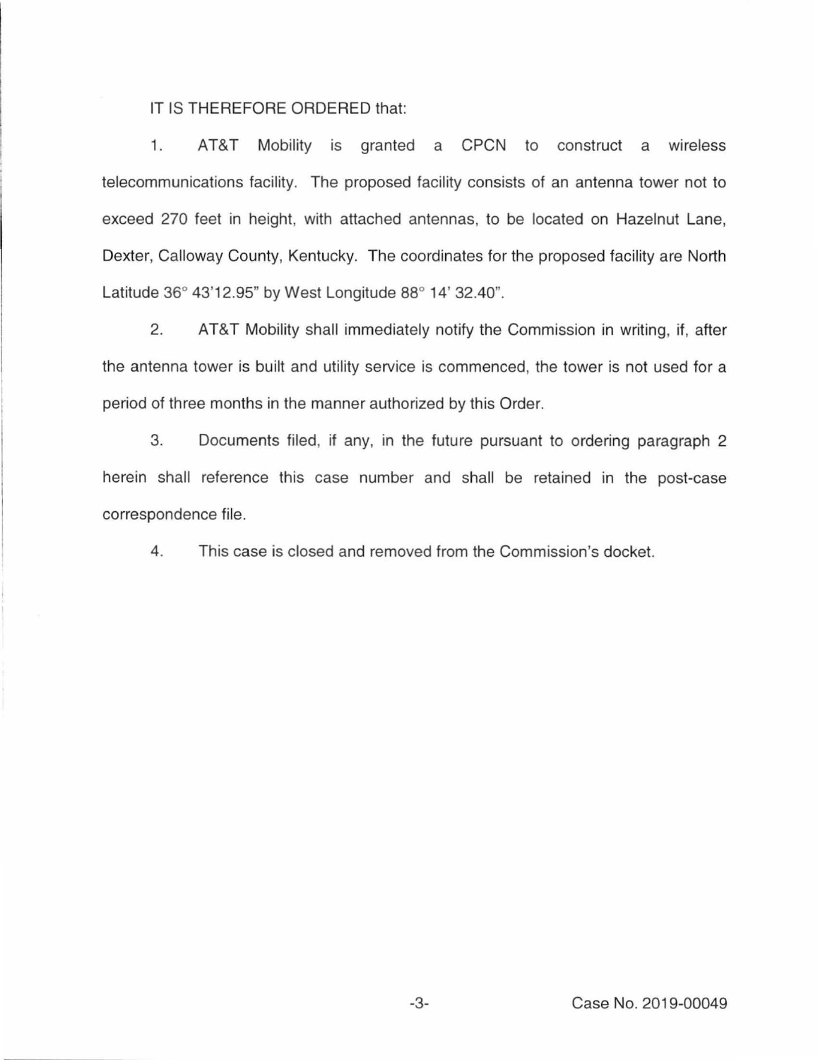IT IS THEREFORE ORDERED that:

1. AT&T Mobility is granted a CPCN to construct a wireless telecommunications facility. The proposed facility consists of an antenna tower not to exceed 270 feet in height, with attached antennas, to be located on Hazelnut Lane, Dexter, Calloway County, Kentucky. The coordinates for the proposed facility are North Latitude 36° 43'12.95" by West Longitude 88° 14' 32.40".

2. AT&T Mobility shall immediately notify the Commission in writing, if, after the antenna tower is built and utility service is commenced, the tower is not used for a period of three months in the manner authorized by this Order.

3. Documents filed, if any, in the future pursuant to ordering paragraph 2 herein shall reference this case number and shall be retained in the post-case correspondence file.

4. This case is closed and removed from the Commission's docket.

Case No. 2019-00049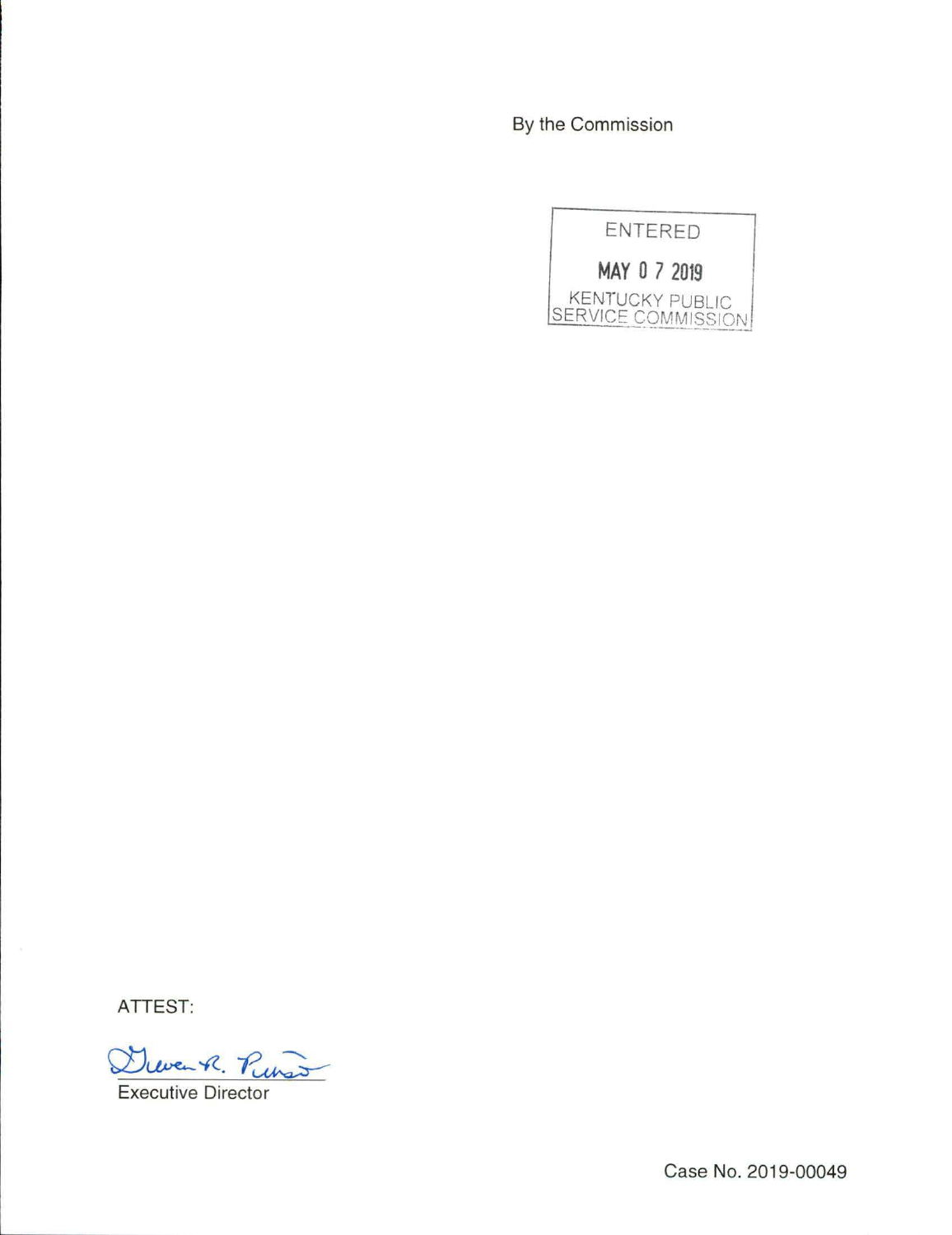By the Commission

ENTERED

MAY 07 2019

KENTUCKY PUBLIC SERVICE COMMISSION

ATTEST:

Executive Director

Case No. 2019-00049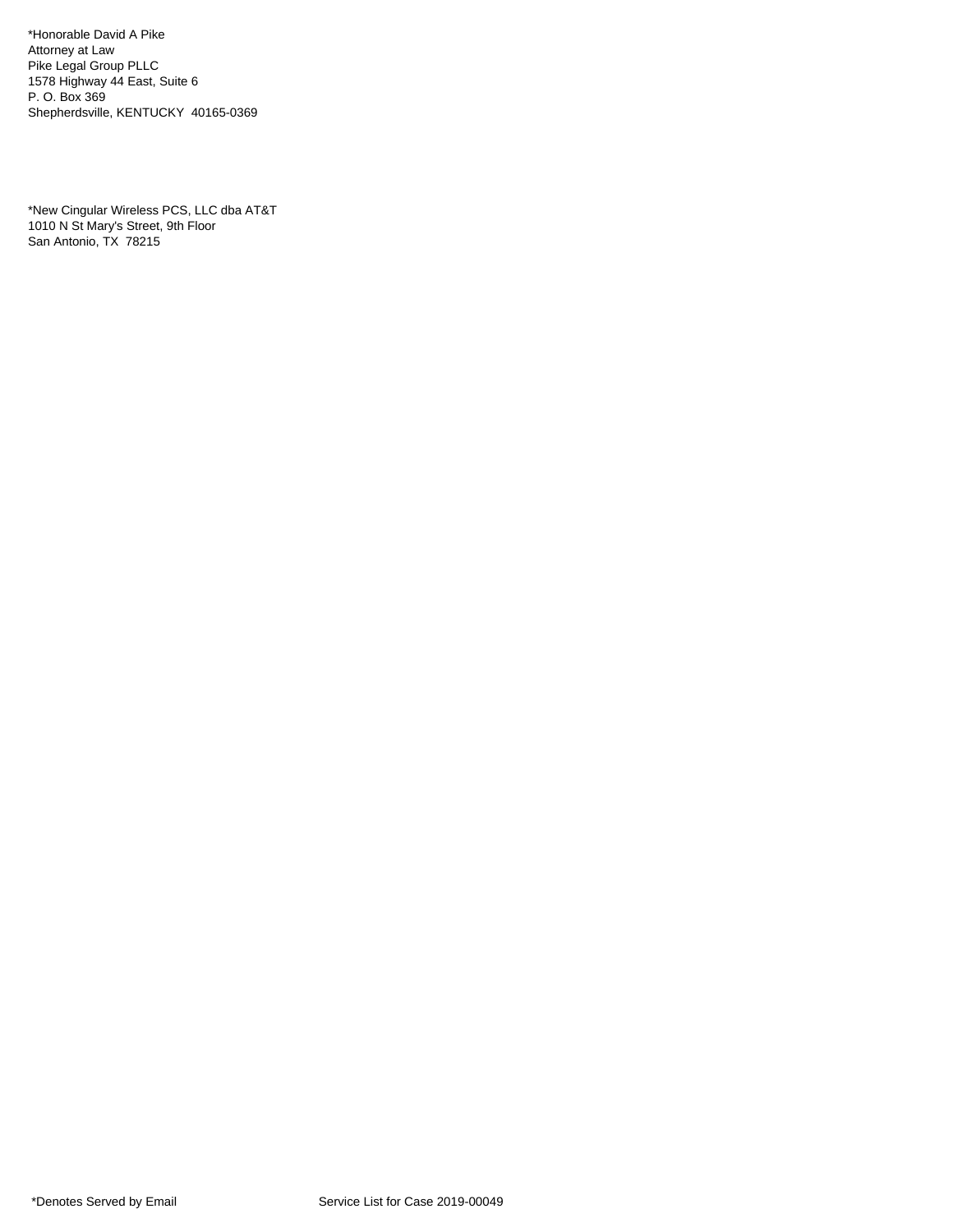*Honorable David A Pike
Attorney at Law
Pike Legal Group PLLC
1578 Highway 44 East, Suite 6
P. O. Box 369
Shepherdsville, KENTUCKY 40165-0369

*New Cingular Wireless PCS, LLC dba AT&T
1010 N St Mary's Street, 9th Floor
San Antonio, TX 78215